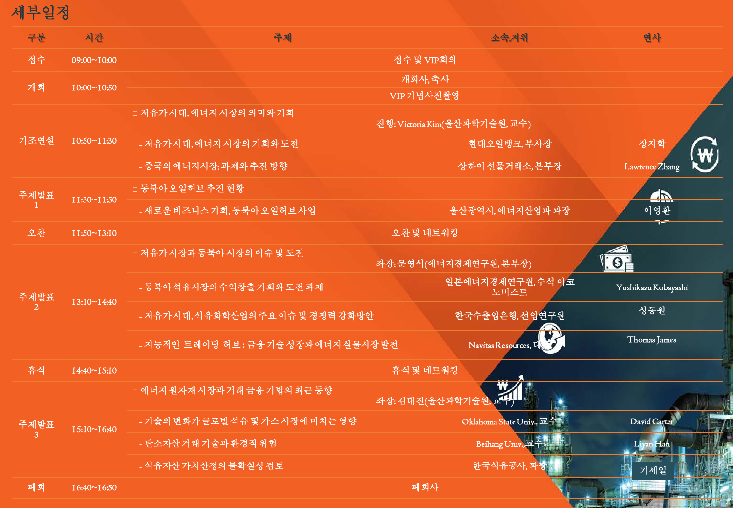## 세부일정

| 구분 | 시간 | 주제 | 소속,지위 | 연사 |
|---|---|---|---|---|
| 접수 | 09:00~10:00 | 접수 및 VIP회의 | | |
| 개회 | 10:00~10:50 | 개회사, 축사<br>VIP 기념사진촬영 | | |
| 기조연설 | 10:50~11:30 | □ 저유가시대, 에너지 시장의 의미와 기회 | 진행: Victoria Kim(울산과학기술원, 교수) | |
| | | - 저유가시대, 에너지 시장의 기회와 도전 | 현대오일뱅크, 부사장 | 장지학 |
| | | - 중국의 에너지시장: 과제와 추진 방향 | 상하이 선물거래소, 본부장 | Lawrence Zhang |
| 주제발표 1 | 11:30~11:50 | □ 동북아 오일허브 추진 현황 | | |
| | | - 새로운 비즈니스 기회, 동북아 오일허브사업 | 울산광역시, 에너지산업과 과장 | 이영환 |
| 오찬 | 11:50~13:10 | 오찬 및 네트워킹 | | |
| 주제발표 2 | 13:10~14:40 | □ 저유가시장과 동북아 시장의 이슈 및 도전 | 좌장: 문영석(에너지경제연구원, 본부장) | |
| | | - 동북아 석유시장의 수익창출 기회와 도전 과제 | 일본에너지경제연구원, 수석 이코노미스트 | Yoshikazu Kobayashi |
| | | - 저유가시대, 석유화학산업의 주요 이슈 및 경쟁력 강화방안 | 한국수출입은행, 선임연구원 | 성동원 |
| | | - 지능적인 트레이딩 허브: 금융 기술 성장과 에너지 실물시장 발전 | Navitas Resources, 대표 | Thomas James |
| 휴식 | 14:40~15:10 | 휴식 및 네트워킹 | | |
| 주제발표 3 | 15:10~16:40 | □ 에너지 원자재 시장과 거래 금융 기법의 최근 동향 | 좌장: 김대진(울산과학기술원, 교수) | |
| | | - 기술의 변화가 글로벌 석유 및 가스 시장에 미치는 영향 | Oklahoma State Univ., 교수 | David Carter |
| | | - 탄소자산 거래 기술과 환경적 위험 | Beihang Univ., 교수 | Liyan Han |
| | | - 석유자산 가치산정의 불확실성 검토 | 한국석유공사, 과장 | 기세일 |
| 폐회 | 16:40~16:50 | 폐회사 | | |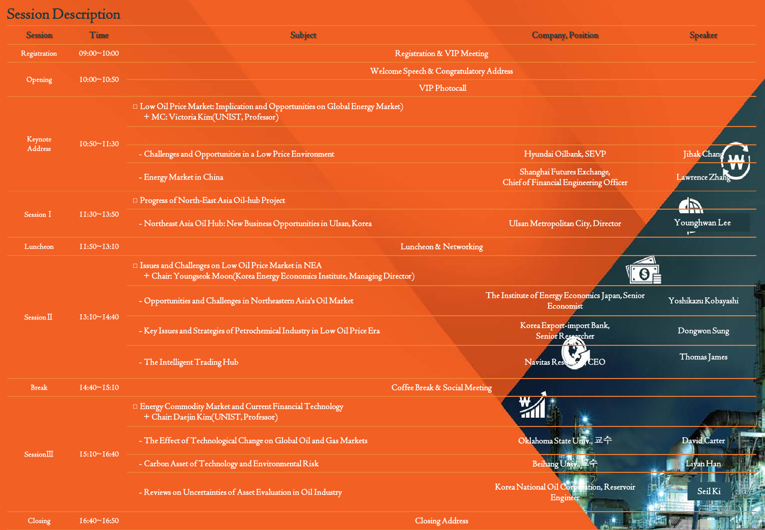# Session Description

| Session | Time | Subject | Company, Position | Speaker |
|---|---|---|---|---|
| Registration | 09:00~10:00 | Registration & VIP Meeting | | |
| Opening | 10:00~10:50 | Welcome Speech & Congratulatory Address | | |
| | | VIP Photocall | | |
| Keynote Address | 10:50~11:30 | □ Low Oil Price Market: Implication and Opportunities on Global Energy Market) + MC: Victoria Kim(UNIST, Professor) | | |
| | | - Challenges and Opportunities in a Low Price Environment | Hyundai Oilbank, SEVP | Jihak Chang |
| | | - Energy Market in China | Shanghai Futures Exchange, Chief of Financial Engineering Officer | Lawrence Zhang |
| Session I | 11:30~13:50 | □ Progress of North-East Asia Oil-hub Project | | |
| | | - Northeast Asia Oil Hub: New Business Opportunities in Ulsan, Korea | Ulsan Metropolitan City, Director | Younghwan Lee |
| Luncheon | 11:50~13:10 | Luncheon & Networking | | |
| Session II | 13:10~14:40 | □ Issues and Challenges on Low Oil Price Market in NEA + Chair: Youngseok Moon(Korea Energy Economics Institute, Managing Director) | | |
| | | - Opportunities and Challenges in Northeastern Asia's Oil Market | The Institute of Energy Economics Japan, Senior Economist | Yoshikazu Kobayashi |
| | | - Key Issues and Strategies of Petrochemical Industry in Low Oil Price Era | Korea Export-import Bank, Senior Researcher | Dongwon Sung |
| | | - The Intelligent Trading Hub | Navitas Resources, CEO | Thomas James |
| Break | 14:40~15:10 | Coffee Break & Social Meeting | | |
| SessionIII | 15:10~16:40 | □ Energy Commodity Market and Current Financial Technology + Chair: Daejin Kim(UNIST, Professor) | | |
| | | - The Effect of Technological Change on Global Oil and Gas Markets | Oklahoma State Univ., 교수 | David Carter |
| | | - Carbon Asset of Technology and Environmental Risk | Beihang Univ., 교수 | Liyan Han |
| | | - Reviews on Uncertainties of Asset Evaluation in Oil Industry | Korea National Oil Corporation, Reservoir Engineer | Seil Ki |
| Closing | 16:40~16:50 | Closing Address | | |